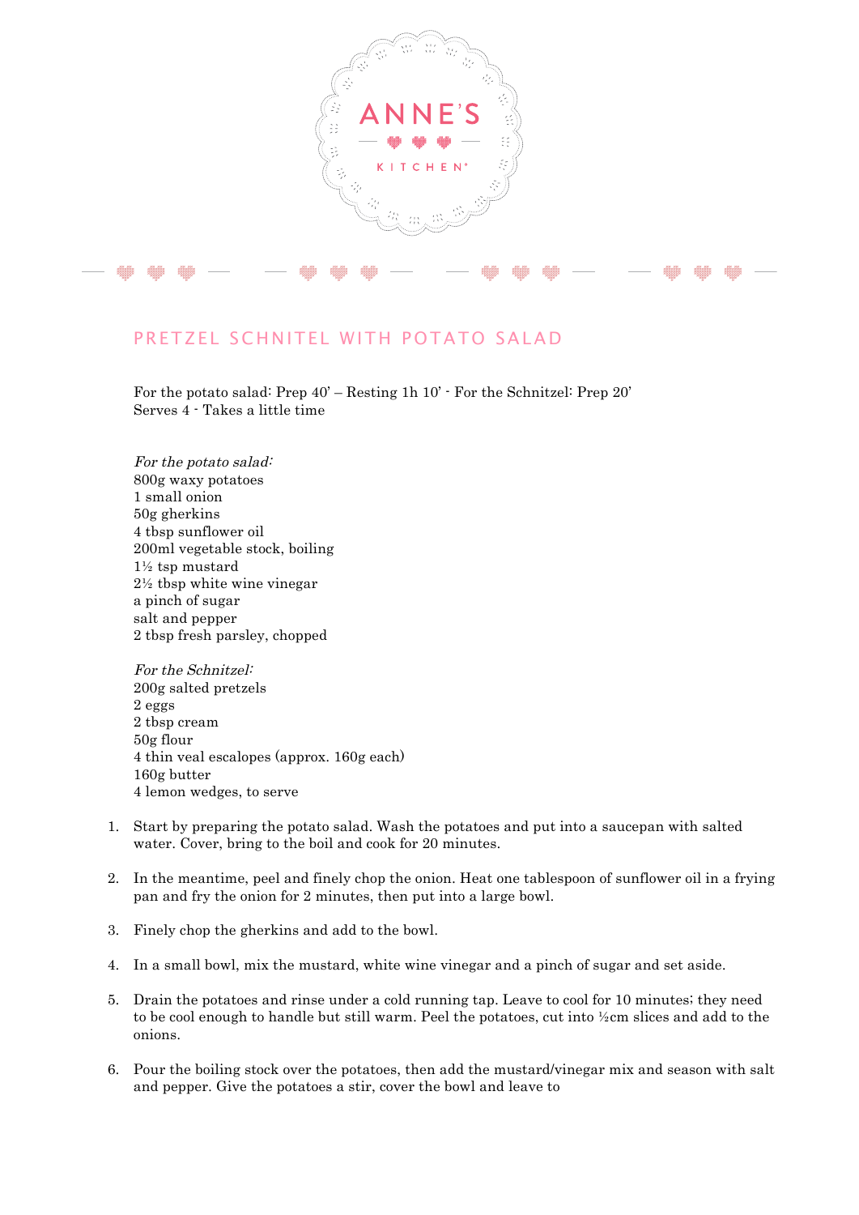ANNE'S

KITCHEN®

## PRETZEL SCHNITEL WITH POTATO SALAD

For the potato salad: Prep 40' – Resting 1h 10' - For the Schnitzel: Prep 20'
Serves 4 - Takes a little time

*For the potato salad:*
800g waxy potatoes
1 small onion
50g gherkins
4 tbsp sunflower oil
200ml vegetable stock, boiling
1½ tsp mustard
2½ tbsp white wine vinegar
a pinch of sugar
salt and pepper
2 tbsp fresh parsley, chopped

*For the Schnitzel:*
200g salted pretzels
2 eggs
2 tbsp cream
50g flour
4 thin veal escalopes (approx. 160g each)
160g butter
4 lemon wedges, to serve

1. Start by preparing the potato salad. Wash the potatoes and put into a saucepan with salted water. Cover, bring to the boil and cook for 20 minutes.

2. In the meantime, peel and finely chop the onion. Heat one tablespoon of sunflower oil in a frying pan and fry the onion for 2 minutes, then put into a large bowl.

3. Finely chop the gherkins and add to the bowl.

4. In a small bowl, mix the mustard, white wine vinegar and a pinch of sugar and set aside.

5. Drain the potatoes and rinse under a cold running tap. Leave to cool for 10 minutes; they need to be cool enough to handle but still warm. Peel the potatoes, cut into ½cm slices and add to the onions.

6. Pour the boiling stock over the potatoes, then add the mustard/vinegar mix and season with salt and pepper. Give the potatoes a stir, cover the bowl and leave to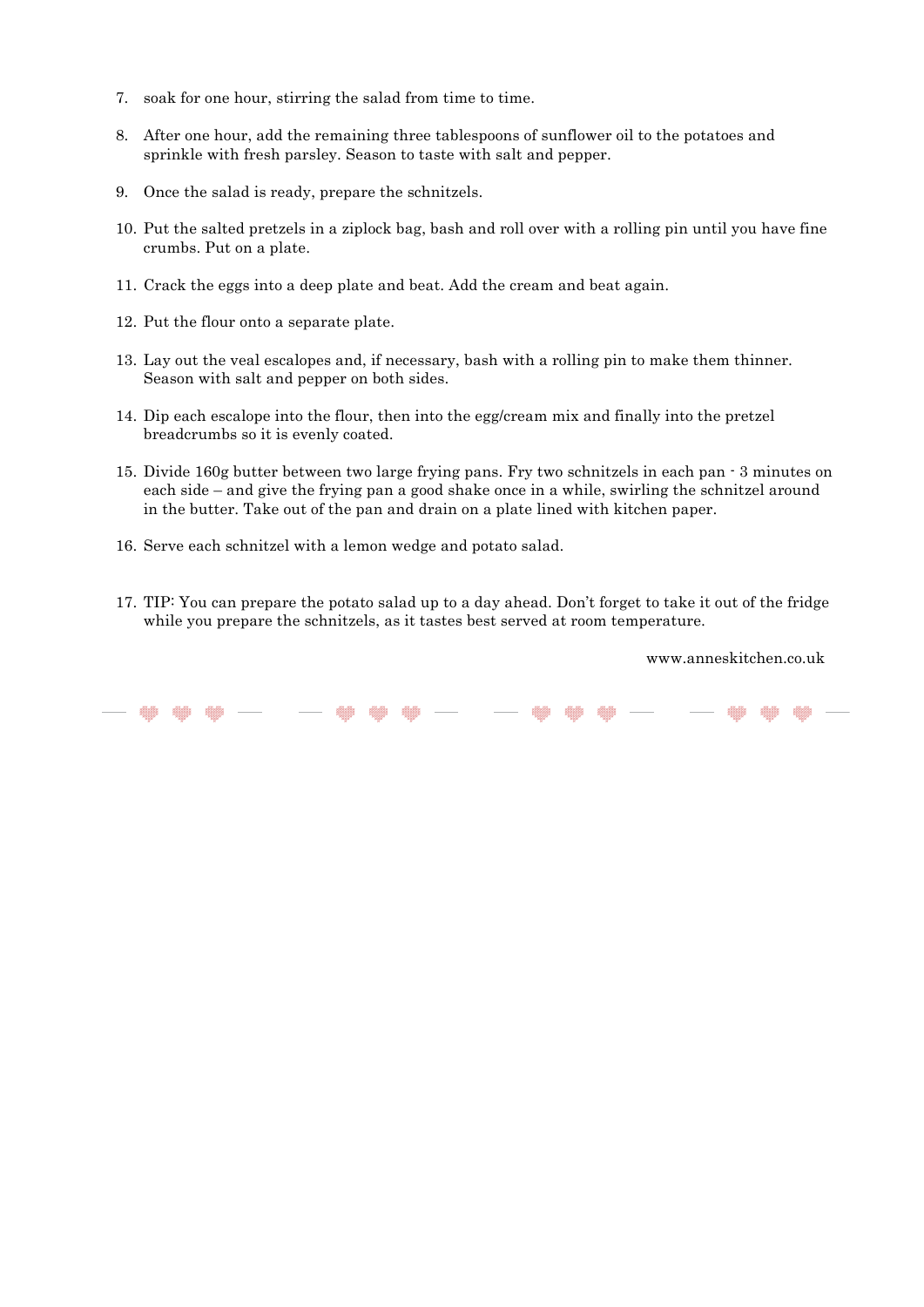7. soak for one hour, stirring the salad from time to time.

8. After one hour, add the remaining three tablespoons of sunflower oil to the potatoes and sprinkle with fresh parsley. Season to taste with salt and pepper.

9. Once the salad is ready, prepare the schnitzels.

10. Put the salted pretzels in a ziplock bag, bash and roll over with a rolling pin until you have fine crumbs. Put on a plate.

11. Crack the eggs into a deep plate and beat. Add the cream and beat again.

12. Put the flour onto a separate plate.

13. Lay out the veal escalopes and, if necessary, bash with a rolling pin to make them thinner. Season with salt and pepper on both sides.

14. Dip each escalope into the flour, then into the egg/cream mix and finally into the pretzel breadcrumbs so it is evenly coated.

15. Divide 160g butter between two large frying pans. Fry two schnitzels in each pan - 3 minutes on each side – and give the frying pan a good shake once in a while, swirling the schnitzel around in the butter. Take out of the pan and drain on a plate lined with kitchen paper.

16. Serve each schnitzel with a lemon wedge and potato salad.

17. TIP: You can prepare the potato salad up to a day ahead. Don't forget to take it out of the fridge while you prepare the schnitzels, as it tastes best served at room temperature.

www.anneskitchen.co.uk